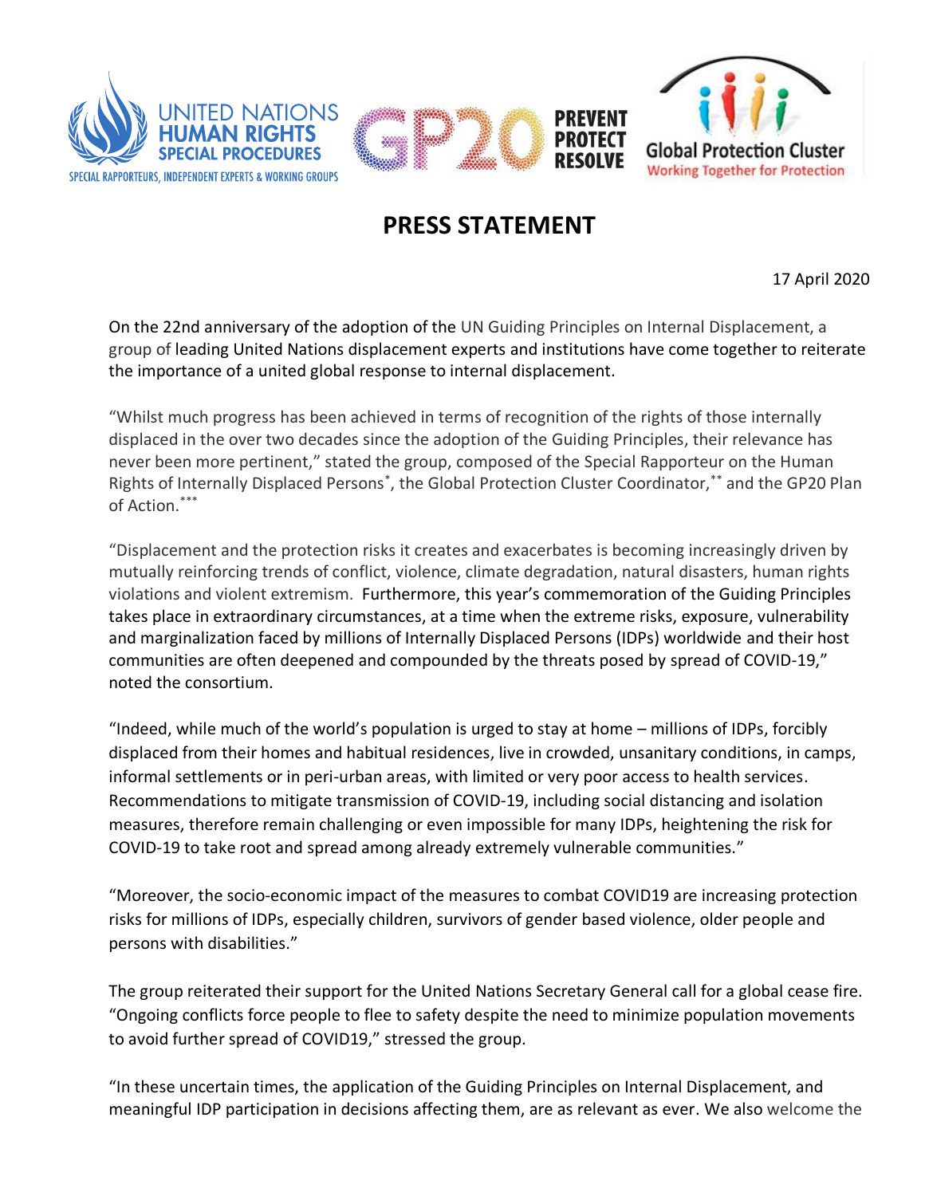# PRESS STATEMENT

17 April 2020

On the 22nd anniversary of the adoption of the UN Guiding Principles on Internal Displacement, a group of leading United Nations displacement experts and institutions have come together to reiterate the importance of a united global response to internal displacement.

"Whilst much progress has been achieved in terms of recognition of the rights of those internally displaced in the over two decades since the adoption of the Guiding Principles, their relevance has never been more pertinent," stated the group, composed of the Special Rapporteur on the Human Rights of Internally Displaced Persons[*], the Global Protection Cluster Coordinator,[**] and the GP20 Plan of Action.[***]

"Displacement and the protection risks it creates and exacerbates is becoming increasingly driven by mutually reinforcing trends of conflict, violence, climate degradation, natural disasters, human rights violations and violent extremism. Furthermore, this year's commemoration of the Guiding Principles takes place in extraordinary circumstances, at a time when the extreme risks, exposure, vulnerability and marginalization faced by millions of Internally Displaced Persons (IDPs) worldwide and their host communities are often deepened and compounded by the threats posed by spread of COVID-19," noted the consortium.

"Indeed, while much of the world's population is urged to stay at home – millions of IDPs, forcibly displaced from their homes and habitual residences, live in crowded, unsanitary conditions, in camps, informal settlements or in peri-urban areas, with limited or very poor access to health services. Recommendations to mitigate transmission of COVID-19, including social distancing and isolation measures, therefore remain challenging or even impossible for many IDPs, heightening the risk for COVID-19 to take root and spread among already extremely vulnerable communities."

"Moreover, the socio-economic impact of the measures to combat COVID19 are increasing protection risks for millions of IDPs, especially children, survivors of gender based violence, older people and persons with disabilities."

The group reiterated their support for the United Nations Secretary General call for a global cease fire. "Ongoing conflicts force people to flee to safety despite the need to minimize population movements to avoid further spread of COVID19," stressed the group.

"In these uncertain times, the application of the Guiding Principles on Internal Displacement, and meaningful IDP participation in decisions affecting them, are as relevant as ever. We also welcome the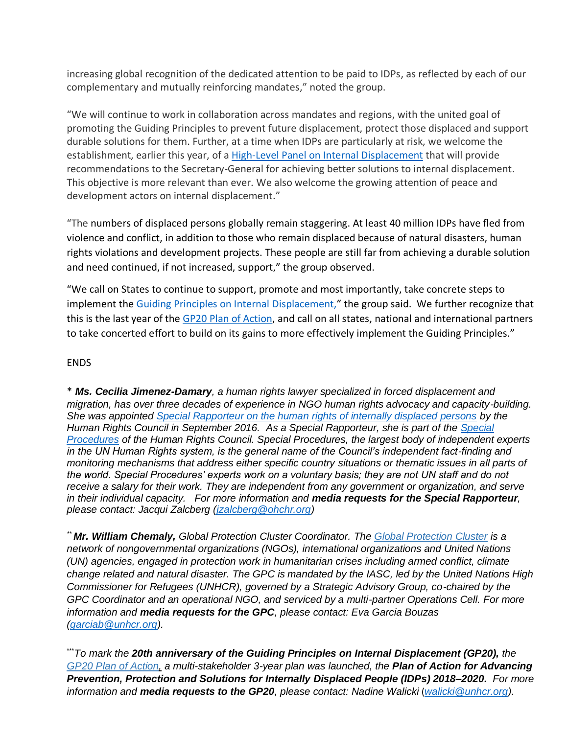increasing global recognition of the dedicated attention to be paid to IDPs, as reflected by each of our complementary and mutually reinforcing mandates," noted the group.

"We will continue to work in collaboration across mandates and regions, with the united goal of promoting the Guiding Principles to prevent future displacement, protect those displaced and support durable solutions for them. Further, at a time when IDPs are particularly at risk, we welcome the establishment, earlier this year, of a High-Level Panel on Internal Displacement that will provide recommendations to the Secretary-General for achieving better solutions to internal displacement. This objective is more relevant than ever. We also welcome the growing attention of peace and development actors on internal displacement."

"The numbers of displaced persons globally remain staggering. At least 40 million IDPs have fled from violence and conflict, in addition to those who remain displaced because of natural disasters, human rights violations and development projects. These people are still far from achieving a durable solution and need continued, if not increased, support," the group observed.

"We call on States to continue to support, promote and most importantly, take concrete steps to implement the Guiding Principles on Internal Displacement," the group said. We further recognize that this is the last year of the GP20 Plan of Action, and call on all states, national and international partners to take concerted effort to build on its gains to more effectively implement the Guiding Principles."

ENDS

*\* **Ms. Cecilia Jimenez-Damary**, a human rights lawyer specialized in forced displacement and migration, has over three decades of experience in NGO human rights advocacy and capacity-building. She was appointed Special Rapporteur on the human rights of internally displaced persons by the Human Rights Council in September 2016. As a Special Rapporteur, she is part of the Special Procedures of the Human Rights Council. Special Procedures, the largest body of independent experts in the UN Human Rights system, is the general name of the Council's independent fact-finding and monitoring mechanisms that address either specific country situations or thematic issues in all parts of the world. Special Procedures' experts work on a voluntary basis; they are not UN staff and do not receive a salary for their work. They are independent from any government or organization, and serve in their individual capacity. For more information and **media requests for the Special Rapporteur**, please contact: Jacqui Zalcberg (jzalcberg@ohchr.org)*

*\*\* **Mr. William Chemaly,** Global Protection Cluster Coordinator. The Global Protection Cluster is a network of nongovernmental organizations (NGOs), international organizations and United Nations (UN) agencies, engaged in protection work in humanitarian crises including armed conflict, climate change related and natural disaster. The GPC is mandated by the IASC, led by the United Nations High Commissioner for Refugees (UNHCR), governed by a Strategic Advisory Group, co-chaired by the GPC Coordinator and an operational NGO, and serviced by a multi-partner Operations Cell. For more information and **media requests for the GPC**, please contact: Eva Garcia Bouzas (garciab@unhcr.org).*

*\*\*\*To mark the **20th anniversary of the Guiding Principles on Internal Displacement (GP20),** the GP20 Plan of Action, a multi-stakeholder 3-year plan was launched, the **Plan of Action for Advancing Prevention, Protection and Solutions for Internally Displaced People (IDPs) 2018–2020.** For more information and **media requests to the GP20**, please contact: Nadine Walicki (walicki@unhcr.org).*